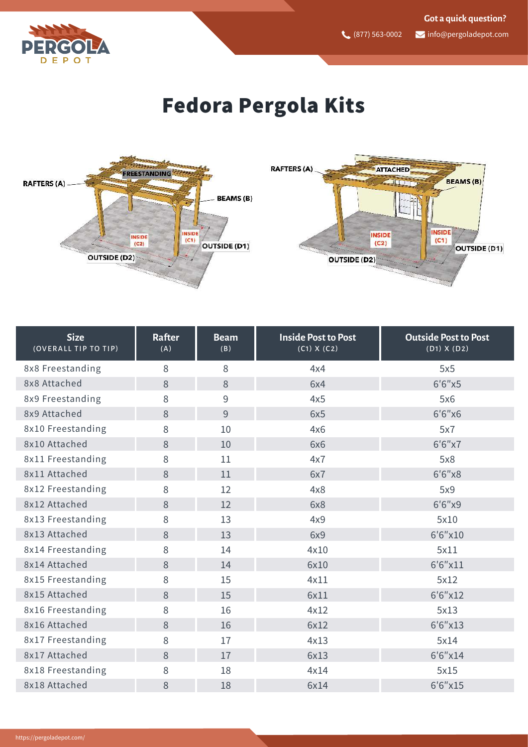# Fedora Pergola Kits

| Size (OVERALL TIP TO TIP) | Rafter (A) | Beam (B) | Inside Post to Post (C1) X (C2) | Outside Post to Post (D1) X (D2) |
|---|---|---|---|---|
| 8x8 Freestanding | 8 | 8 | 4x4 | 5x5 |
| 8x8 Attached | 8 | 8 | 6x4 | 6'6"x5 |
| 8x9 Freestanding | 8 | 9 | 4x5 | 5x6 |
| 8x9 Attached | 8 | 9 | 6x5 | 6'6"x6 |
| 8x10 Freestanding | 8 | 10 | 4x6 | 5x7 |
| 8x10 Attached | 8 | 10 | 6x6 | 6'6"x7 |
| 8x11 Freestanding | 8 | 11 | 4x7 | 5x8 |
| 8x11 Attached | 8 | 11 | 6x7 | 6'6"x8 |
| 8x12 Freestanding | 8 | 12 | 4x8 | 5x9 |
| 8x12 Attached | 8 | 12 | 6x8 | 6'6"x9 |
| 8x13 Freestanding | 8 | 13 | 4x9 | 5x10 |
| 8x13 Attached | 8 | 13 | 6x9 | 6'6"x10 |
| 8x14 Freestanding | 8 | 14 | 4x10 | 5x11 |
| 8x14 Attached | 8 | 14 | 6x10 | 6'6"x11 |
| 8x15 Freestanding | 8 | 15 | 4x11 | 5x12 |
| 8x15 Attached | 8 | 15 | 6x11 | 6'6"x12 |
| 8x16 Freestanding | 8 | 16 | 4x12 | 5x13 |
| 8x16 Attached | 8 | 16 | 6x12 | 6'6"x13 |
| 8x17 Freestanding | 8 | 17 | 4x13 | 5x14 |
| 8x17 Attached | 8 | 17 | 6x13 | 6'6"x14 |
| 8x18 Freestanding | 8 | 18 | 4x14 | 5x15 |
| 8x18 Attached | 8 | 18 | 6x14 | 6'6"x15 |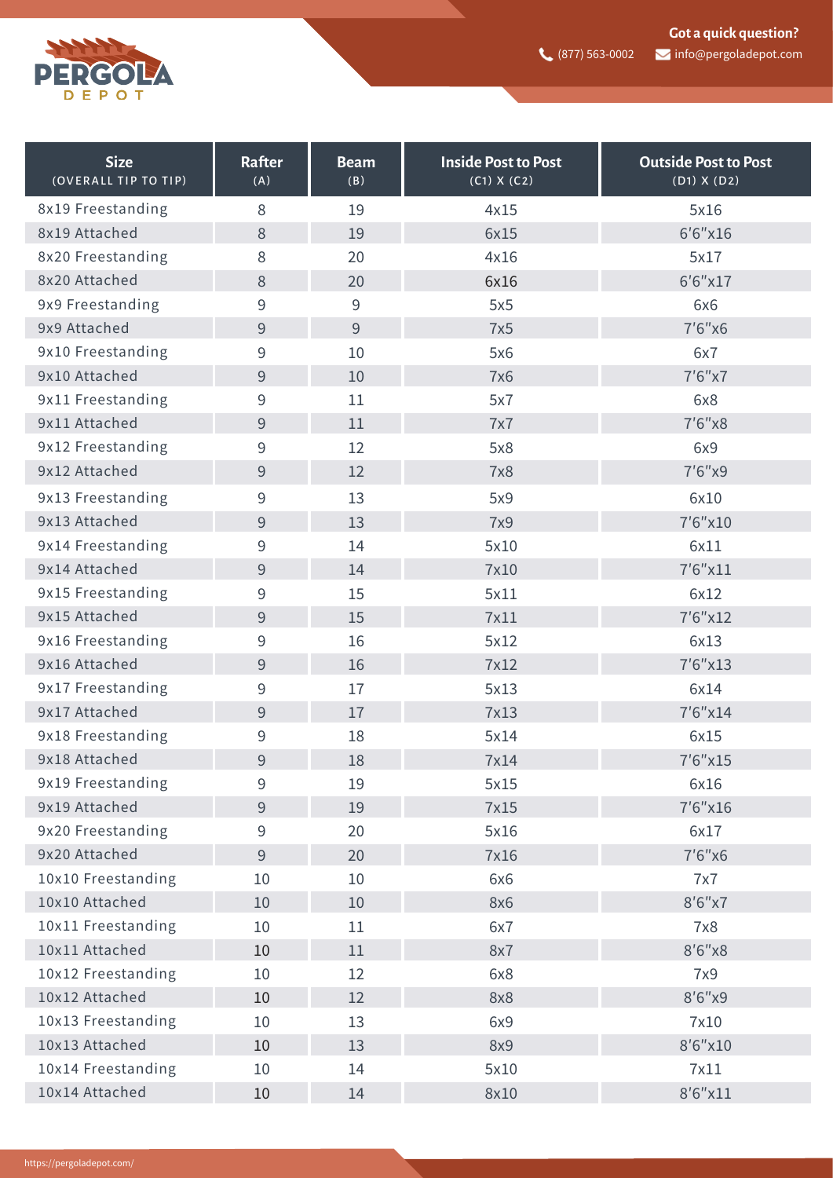| Size (OVERALL TIP TO TIP) | Rafter (A) | Beam (B) | Inside Post to Post (C1) X (C2) | Outside Post to Post (D1) X (D2) |
|---|---|---|---|---|
| 8x19 Freestanding | 8 | 19 | 4x15 | 5x16 |
| 8x19 Attached | 8 | 19 | 6x15 | 6'6"x16 |
| 8x20 Freestanding | 8 | 20 | 4x16 | 5x17 |
| 8x20 Attached | 8 | 20 | 6x16 | 6'6"x17 |
| 9x9 Freestanding | 9 | 9 | 5x5 | 6x6 |
| 9x9 Attached | 9 | 9 | 7x5 | 7'6"x6 |
| 9x10 Freestanding | 9 | 10 | 5x6 | 6x7 |
| 9x10 Attached | 9 | 10 | 7x6 | 7'6"x7 |
| 9x11 Freestanding | 9 | 11 | 5x7 | 6x8 |
| 9x11 Attached | 9 | 11 | 7x7 | 7'6"x8 |
| 9x12 Freestanding | 9 | 12 | 5x8 | 6x9 |
| 9x12 Attached | 9 | 12 | 7x8 | 7'6"x9 |
| 9x13 Freestanding | 9 | 13 | 5x9 | 6x10 |
| 9x13 Attached | 9 | 13 | 7x9 | 7'6"x10 |
| 9x14 Freestanding | 9 | 14 | 5x10 | 6x11 |
| 9x14 Attached | 9 | 14 | 7x10 | 7'6"x11 |
| 9x15 Freestanding | 9 | 15 | 5x11 | 6x12 |
| 9x15 Attached | 9 | 15 | 7x11 | 7'6"x12 |
| 9x16 Freestanding | 9 | 16 | 5x12 | 6x13 |
| 9x16 Attached | 9 | 16 | 7x12 | 7'6"x13 |
| 9x17 Freestanding | 9 | 17 | 5x13 | 6x14 |
| 9x17 Attached | 9 | 17 | 7x13 | 7'6"x14 |
| 9x18 Freestanding | 9 | 18 | 5x14 | 6x15 |
| 9x18 Attached | 9 | 18 | 7x14 | 7'6"x15 |
| 9x19 Freestanding | 9 | 19 | 5x15 | 6x16 |
| 9x19 Attached | 9 | 19 | 7x15 | 7'6"x16 |
| 9x20 Freestanding | 9 | 20 | 5x16 | 6x17 |
| 9x20 Attached | 9 | 20 | 7x16 | 7'6"x6 |
| 10x10 Freestanding | 10 | 10 | 6x6 | 7x7 |
| 10x10 Attached | 10 | 10 | 8x6 | 8'6"x7 |
| 10x11 Freestanding | 10 | 11 | 6x7 | 7x8 |
| 10x11 Attached | 10 | 11 | 8x7 | 8'6"x8 |
| 10x12 Freestanding | 10 | 12 | 6x8 | 7x9 |
| 10x12 Attached | 10 | 12 | 8x8 | 8'6"x9 |
| 10x13 Freestanding | 10 | 13 | 6x9 | 7x10 |
| 10x13 Attached | 10 | 13 | 8x9 | 8'6"x10 |
| 10x14 Freestanding | 10 | 14 | 5x10 | 7x11 |
| 10x14 Attached | 10 | 14 | 8x10 | 8'6"x11 |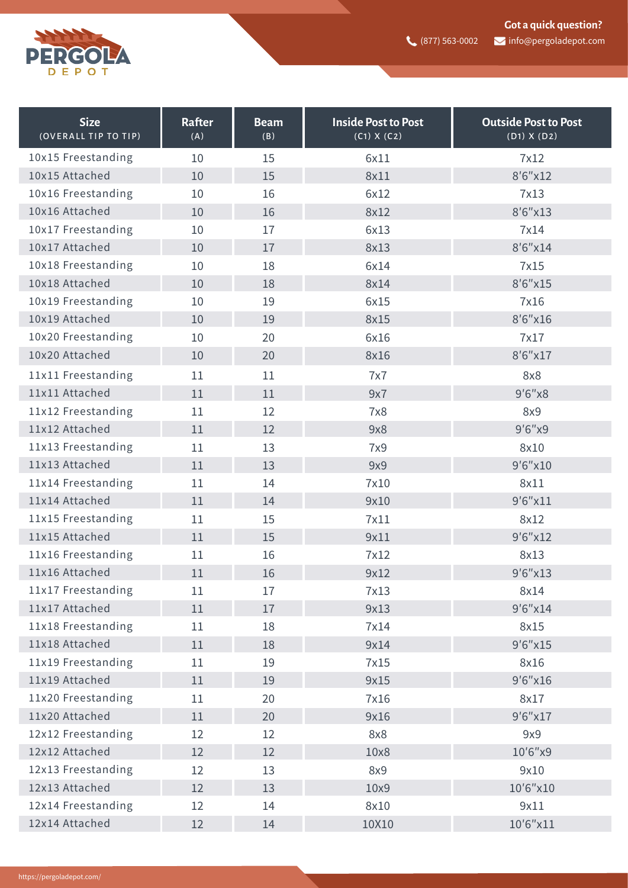| Size (OVERALL TIP TO TIP) | Rafter (A) | Beam (B) | Inside Post to Post (C1) X (C2) | Outside Post to Post (D1) X (D2) |
|---|---|---|---|---|
| 10x15 Freestanding | 10 | 15 | 6x11 | 7x12 |
| 10x15 Attached | 10 | 15 | 8x11 | 8'6"x12 |
| 10x16 Freestanding | 10 | 16 | 6x12 | 7x13 |
| 10x16 Attached | 10 | 16 | 8x12 | 8'6"x13 |
| 10x17 Freestanding | 10 | 17 | 6x13 | 7x14 |
| 10x17 Attached | 10 | 17 | 8x13 | 8'6"x14 |
| 10x18 Freestanding | 10 | 18 | 6x14 | 7x15 |
| 10x18 Attached | 10 | 18 | 8x14 | 8'6"x15 |
| 10x19 Freestanding | 10 | 19 | 6x15 | 7x16 |
| 10x19 Attached | 10 | 19 | 8x15 | 8'6"x16 |
| 10x20 Freestanding | 10 | 20 | 6x16 | 7x17 |
| 10x20 Attached | 10 | 20 | 8x16 | 8'6"x17 |
| 11x11 Freestanding | 11 | 11 | 7x7 | 8x8 |
| 11x11 Attached | 11 | 11 | 9x7 | 9'6"x8 |
| 11x12 Freestanding | 11 | 12 | 7x8 | 8x9 |
| 11x12 Attached | 11 | 12 | 9x8 | 9'6"x9 |
| 11x13 Freestanding | 11 | 13 | 7x9 | 8x10 |
| 11x13 Attached | 11 | 13 | 9x9 | 9'6"x10 |
| 11x14 Freestanding | 11 | 14 | 7x10 | 8x11 |
| 11x14 Attached | 11 | 14 | 9x10 | 9'6"x11 |
| 11x15 Freestanding | 11 | 15 | 7x11 | 8x12 |
| 11x15 Attached | 11 | 15 | 9x11 | 9'6"x12 |
| 11x16 Freestanding | 11 | 16 | 7x12 | 8x13 |
| 11x16 Attached | 11 | 16 | 9x12 | 9'6"x13 |
| 11x17 Freestanding | 11 | 17 | 7x13 | 8x14 |
| 11x17 Attached | 11 | 17 | 9x13 | 9'6"x14 |
| 11x18 Freestanding | 11 | 18 | 7x14 | 8x15 |
| 11x18 Attached | 11 | 18 | 9x14 | 9'6"x15 |
| 11x19 Freestanding | 11 | 19 | 7x15 | 8x16 |
| 11x19 Attached | 11 | 19 | 9x15 | 9'6"x16 |
| 11x20 Freestanding | 11 | 20 | 7x16 | 8x17 |
| 11x20 Attached | 11 | 20 | 9x16 | 9'6"x17 |
| 12x12 Freestanding | 12 | 12 | 8x8 | 9x9 |
| 12x12 Attached | 12 | 12 | 10x8 | 10'6"x9 |
| 12x13 Freestanding | 12 | 13 | 8x9 | 9x10 |
| 12x13 Attached | 12 | 13 | 10x9 | 10'6"x10 |
| 12x14 Freestanding | 12 | 14 | 8x10 | 9x11 |
| 12x14 Attached | 12 | 14 | 10X10 | 10'6"x11 |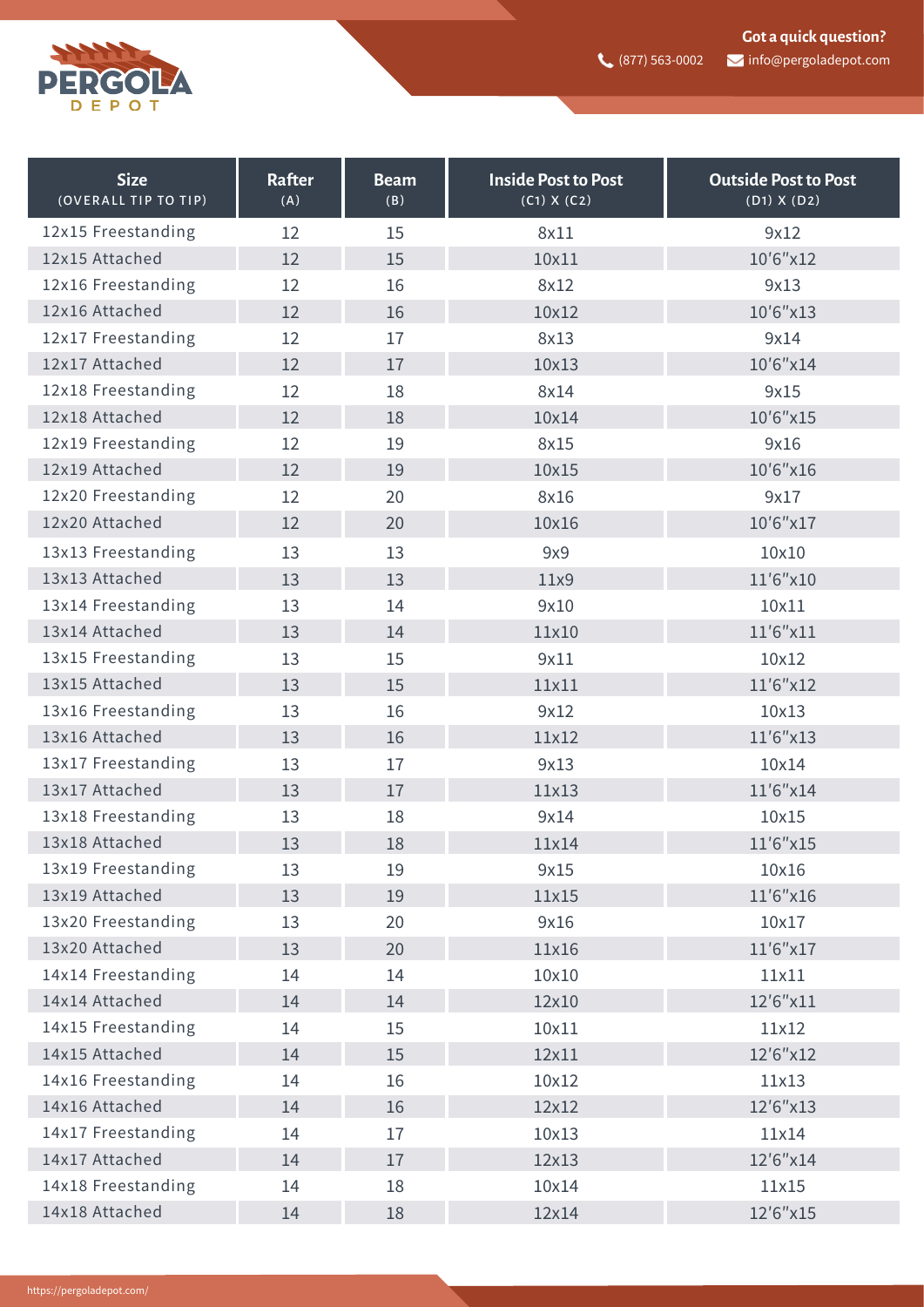| Size (OVERALL TIP TO TIP) | Rafter (A) | Beam (B) | Inside Post to Post (C1) X (C2) | Outside Post to Post (D1) X (D2) |
|---|---|---|---|---|
| 12x15 Freestanding | 12 | 15 | 8x11 | 9x12 |
| 12x15 Attached | 12 | 15 | 10x11 | 10'6"x12 |
| 12x16 Freestanding | 12 | 16 | 8x12 | 9x13 |
| 12x16 Attached | 12 | 16 | 10x12 | 10'6"x13 |
| 12x17 Freestanding | 12 | 17 | 8x13 | 9x14 |
| 12x17 Attached | 12 | 17 | 10x13 | 10'6"x14 |
| 12x18 Freestanding | 12 | 18 | 8x14 | 9x15 |
| 12x18 Attached | 12 | 18 | 10x14 | 10'6"x15 |
| 12x19 Freestanding | 12 | 19 | 8x15 | 9x16 |
| 12x19 Attached | 12 | 19 | 10x15 | 10'6"x16 |
| 12x20 Freestanding | 12 | 20 | 8x16 | 9x17 |
| 12x20 Attached | 12 | 20 | 10x16 | 10'6"x17 |
| 13x13 Freestanding | 13 | 13 | 9x9 | 10x10 |
| 13x13 Attached | 13 | 13 | 11x9 | 11'6"x10 |
| 13x14 Freestanding | 13 | 14 | 9x10 | 10x11 |
| 13x14 Attached | 13 | 14 | 11x10 | 11'6"x11 |
| 13x15 Freestanding | 13 | 15 | 9x11 | 10x12 |
| 13x15 Attached | 13 | 15 | 11x11 | 11'6"x12 |
| 13x16 Freestanding | 13 | 16 | 9x12 | 10x13 |
| 13x16 Attached | 13 | 16 | 11x12 | 11'6"x13 |
| 13x17 Freestanding | 13 | 17 | 9x13 | 10x14 |
| 13x17 Attached | 13 | 17 | 11x13 | 11'6"x14 |
| 13x18 Freestanding | 13 | 18 | 9x14 | 10x15 |
| 13x18 Attached | 13 | 18 | 11x14 | 11'6"x15 |
| 13x19 Freestanding | 13 | 19 | 9x15 | 10x16 |
| 13x19 Attached | 13 | 19 | 11x15 | 11'6"x16 |
| 13x20 Freestanding | 13 | 20 | 9x16 | 10x17 |
| 13x20 Attached | 13 | 20 | 11x16 | 11'6"x17 |
| 14x14 Freestanding | 14 | 14 | 10x10 | 11x11 |
| 14x14 Attached | 14 | 14 | 12x10 | 12'6"x11 |
| 14x15 Freestanding | 14 | 15 | 10x11 | 11x12 |
| 14x15 Attached | 14 | 15 | 12x11 | 12'6"x12 |
| 14x16 Freestanding | 14 | 16 | 10x12 | 11x13 |
| 14x16 Attached | 14 | 16 | 12x12 | 12'6"x13 |
| 14x17 Freestanding | 14 | 17 | 10x13 | 11x14 |
| 14x17 Attached | 14 | 17 | 12x13 | 12'6"x14 |
| 14x18 Freestanding | 14 | 18 | 10x14 | 11x15 |
| 14x18 Attached | 14 | 18 | 12x14 | 12'6"x15 |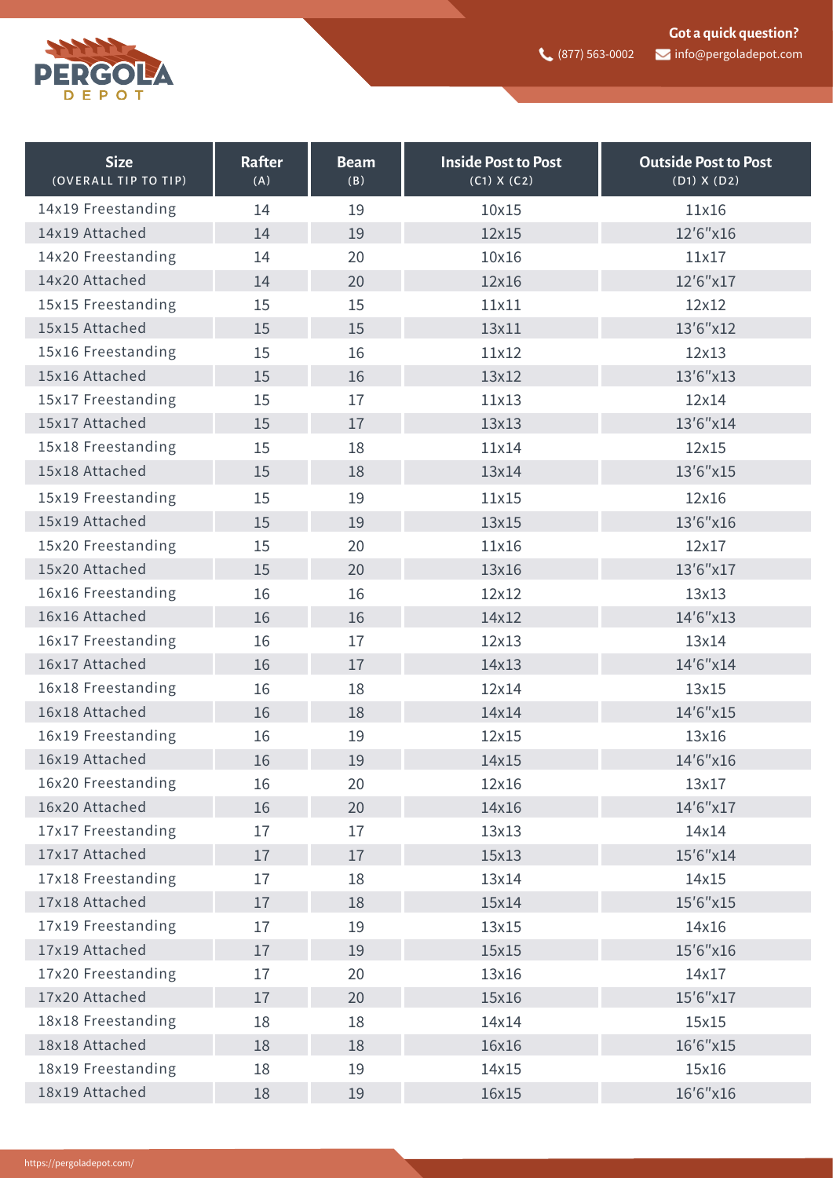| Size (OVERALL TIP TO TIP) | Rafter (A) | Beam (B) | Inside Post to Post (C1) X (C2) | Outside Post to Post (D1) X (D2) |
|---|---|---|---|---|
| 14x19 Freestanding | 14 | 19 | 10x15 | 11x16 |
| 14x19 Attached | 14 | 19 | 12x15 | 12'6"x16 |
| 14x20 Freestanding | 14 | 20 | 10x16 | 11x17 |
| 14x20 Attached | 14 | 20 | 12x16 | 12'6"x17 |
| 15x15 Freestanding | 15 | 15 | 11x11 | 12x12 |
| 15x15 Attached | 15 | 15 | 13x11 | 13'6"x12 |
| 15x16 Freestanding | 15 | 16 | 11x12 | 12x13 |
| 15x16 Attached | 15 | 16 | 13x12 | 13'6"x13 |
| 15x17 Freestanding | 15 | 17 | 11x13 | 12x14 |
| 15x17 Attached | 15 | 17 | 13x13 | 13'6"x14 |
| 15x18 Freestanding | 15 | 18 | 11x14 | 12x15 |
| 15x18 Attached | 15 | 18 | 13x14 | 13'6"x15 |
| 15x19 Freestanding | 15 | 19 | 11x15 | 12x16 |
| 15x19 Attached | 15 | 19 | 13x15 | 13'6"x16 |
| 15x20 Freestanding | 15 | 20 | 11x16 | 12x17 |
| 15x20 Attached | 15 | 20 | 13x16 | 13'6"x17 |
| 16x16 Freestanding | 16 | 16 | 12x12 | 13x13 |
| 16x16 Attached | 16 | 16 | 14x12 | 14'6"x13 |
| 16x17 Freestanding | 16 | 17 | 12x13 | 13x14 |
| 16x17 Attached | 16 | 17 | 14x13 | 14'6"x14 |
| 16x18 Freestanding | 16 | 18 | 12x14 | 13x15 |
| 16x18 Attached | 16 | 18 | 14x14 | 14'6"x15 |
| 16x19 Freestanding | 16 | 19 | 12x15 | 13x16 |
| 16x19 Attached | 16 | 19 | 14x15 | 14'6"x16 |
| 16x20 Freestanding | 16 | 20 | 12x16 | 13x17 |
| 16x20 Attached | 16 | 20 | 14x16 | 14'6"x17 |
| 17x17 Freestanding | 17 | 17 | 13x13 | 14x14 |
| 17x17 Attached | 17 | 17 | 15x13 | 15'6"x14 |
| 17x18 Freestanding | 17 | 18 | 13x14 | 14x15 |
| 17x18 Attached | 17 | 18 | 15x14 | 15'6"x15 |
| 17x19 Freestanding | 17 | 19 | 13x15 | 14x16 |
| 17x19 Attached | 17 | 19 | 15x15 | 15'6"x16 |
| 17x20 Freestanding | 17 | 20 | 13x16 | 14x17 |
| 17x20 Attached | 17 | 20 | 15x16 | 15'6"x17 |
| 18x18 Freestanding | 18 | 18 | 14x14 | 15x15 |
| 18x18 Attached | 18 | 18 | 16x16 | 16'6"x15 |
| 18x19 Freestanding | 18 | 19 | 14x15 | 15x16 |
| 18x19 Attached | 18 | 19 | 16x15 | 16'6"x16 |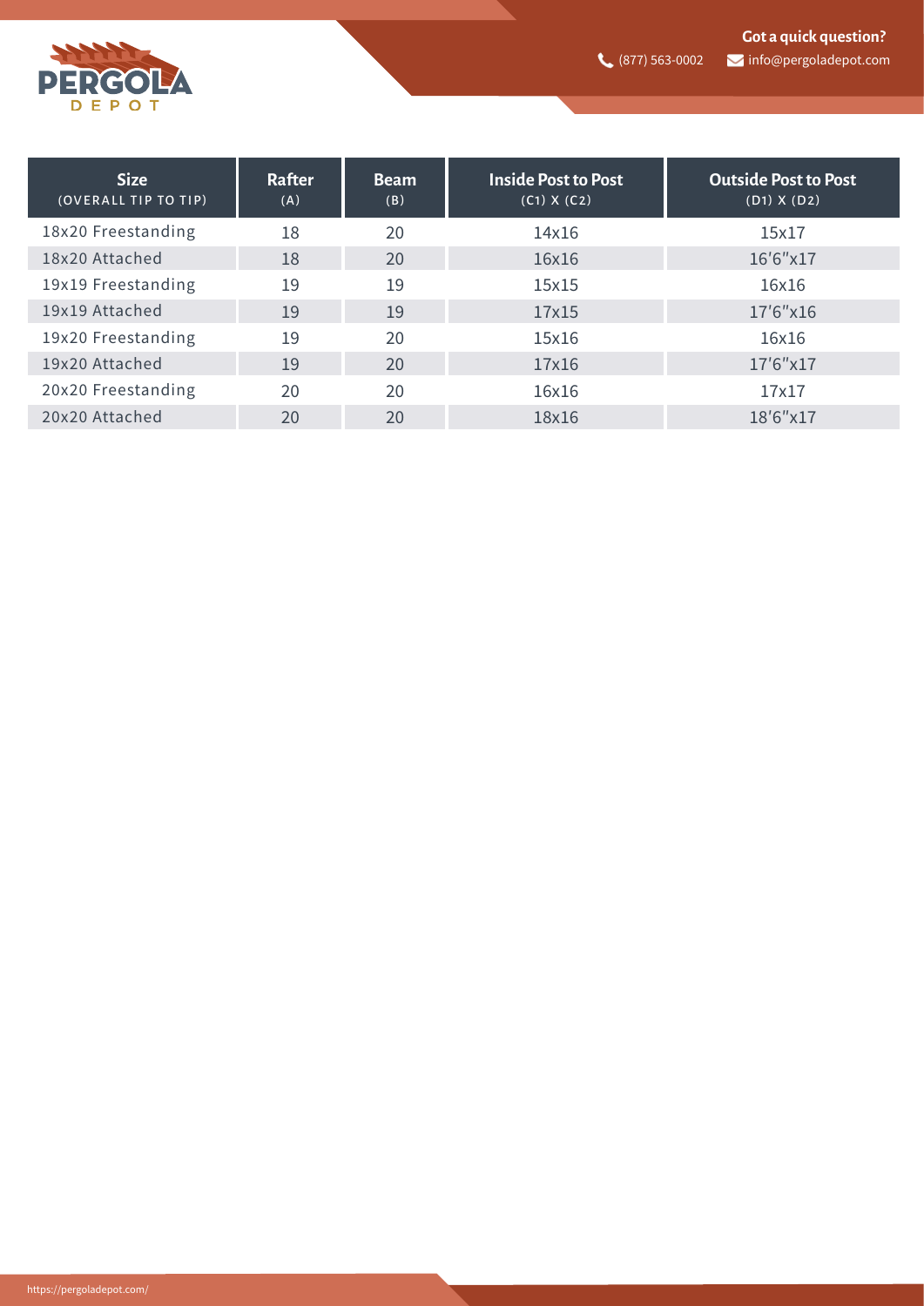| Size (OVERALL TIP TO TIP) | Rafter (A) | Beam (B) | Inside Post to Post (C1) X (C2) | Outside Post to Post (D1) X (D2) |
|---|---|---|---|---|
| 18x20 Freestanding | 18 | 20 | 14x16 | 15x17 |
| 18x20 Attached | 18 | 20 | 16x16 | 16'6"x17 |
| 19x19 Freestanding | 19 | 19 | 15x15 | 16x16 |
| 19x19 Attached | 19 | 19 | 17x15 | 17'6"x16 |
| 19x20 Freestanding | 19 | 20 | 15x16 | 16x16 |
| 19x20 Attached | 19 | 20 | 17x16 | 17'6"x17 |
| 20x20 Freestanding | 20 | 20 | 16x16 | 17x17 |
| 20x20 Attached | 20 | 20 | 18x16 | 18'6"x17 |